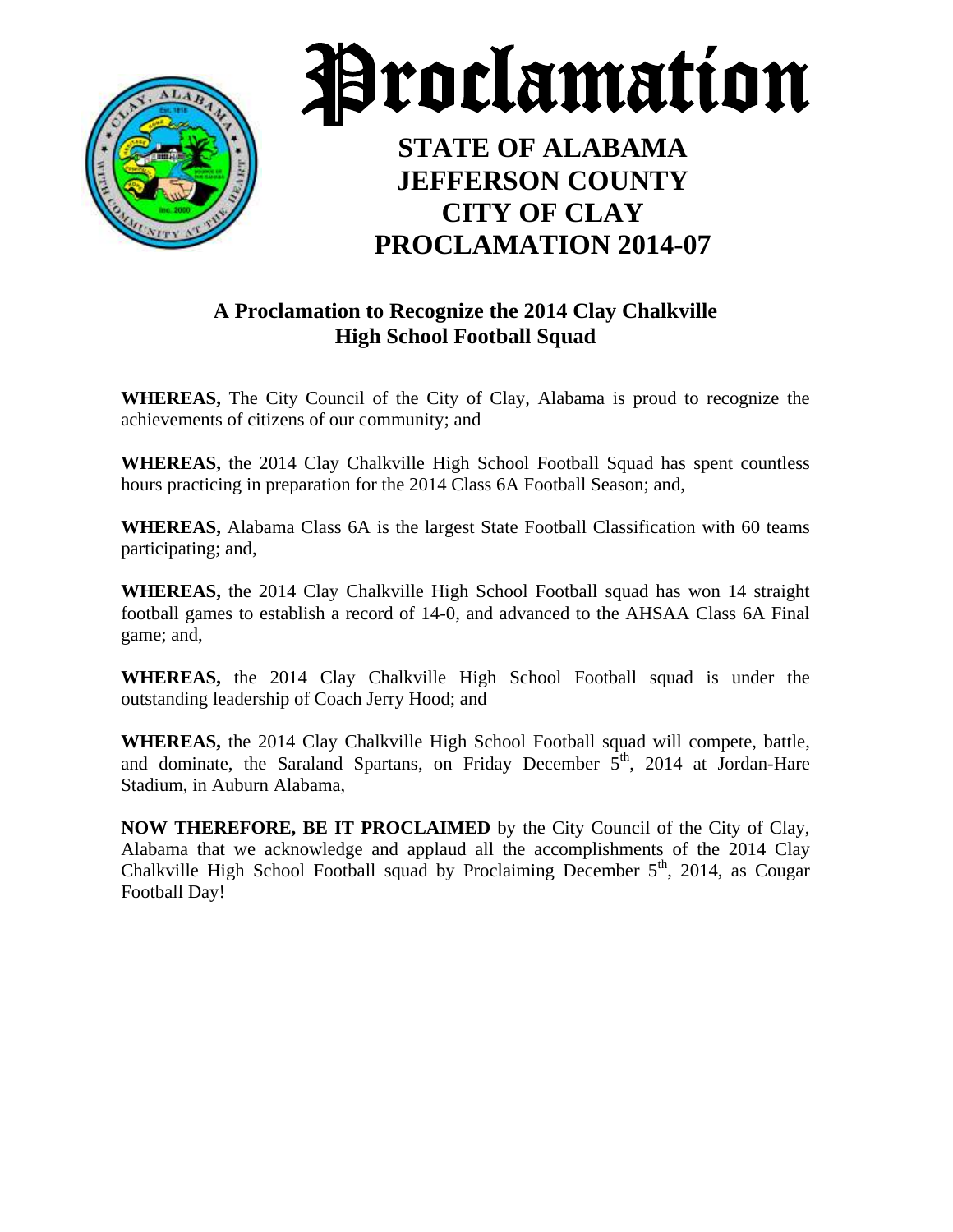# Proclamation

**STATE OF ALABAMA**
**JEFFERSON COUNTY**
**CITY OF CLAY**
**PROCLAMATION 2014-07**

## A Proclamation to Recognize the 2014 Clay Chalkville High School Football Squad

**WHEREAS,** The City Council of the City of Clay, Alabama is proud to recognize the achievements of citizens of our community; and

**WHEREAS,** the 2014 Clay Chalkville High School Football Squad has spent countless hours practicing in preparation for the 2014 Class 6A Football Season; and,

**WHEREAS,** Alabama Class 6A is the largest State Football Classification with 60 teams participating; and,

**WHEREAS,** the 2014 Clay Chalkville High School Football squad has won 14 straight football games to establish a record of 14-0, and advanced to the AHSAA Class 6A Final game; and,

**WHEREAS,** the 2014 Clay Chalkville High School Football squad is under the outstanding leadership of Coach Jerry Hood; and

**WHEREAS,** the 2014 Clay Chalkville High School Football squad will compete, battle, and dominate, the Saraland Spartans, on Friday December 5th, 2014 at Jordan-Hare Stadium, in Auburn Alabama,

**NOW THEREFORE, BE IT PROCLAIMED** by the City Council of the City of Clay, Alabama that we acknowledge and applaud all the accomplishments of the 2014 Clay Chalkville High School Football squad by Proclaiming December 5th, 2014, as Cougar Football Day!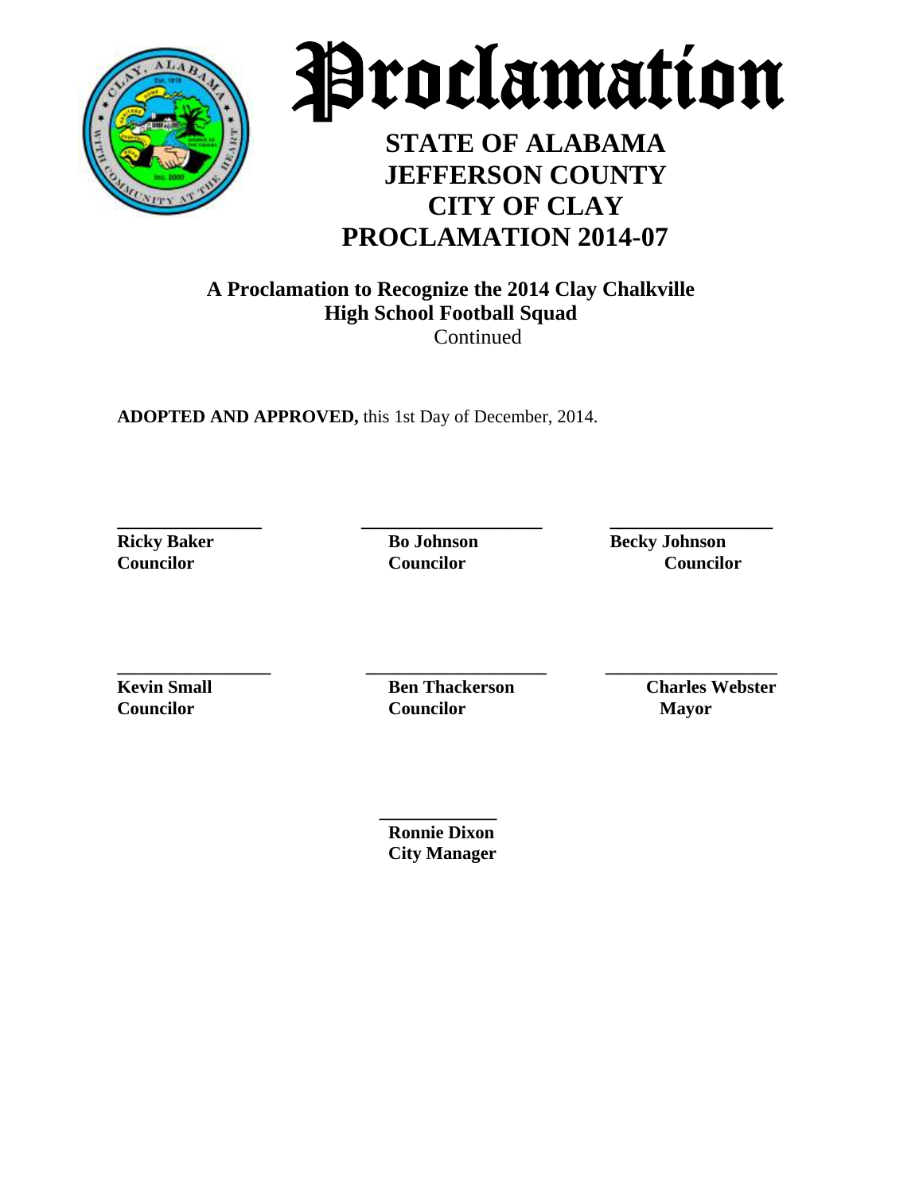# Proclamation

## STATE OF ALABAMA
## JEFFERSON COUNTY
## CITY OF CLAY
## PROCLAMATION 2014-07

**A Proclamation to Recognize the 2014 Clay Chalkville High School Football Squad**
Continued

**ADOPTED AND APPROVED,** this 1st Day of December, 2014.

| ______________ | ______________ | ______________ |
|---|---|---|
| **Ricky Baker** | **Bo Johnson** | **Becky Johnson** |
| **Councilor** | **Councilor** | **Councilor** |

| ______________ | ______________ | ______________ |
|---|---|---|
| **Kevin Small** | **Ben Thackerson** | **Charles Webster** |
| **Councilor** | **Councilor** | **Mayor** |

______________
**Ronnie Dixon**
**City Manager**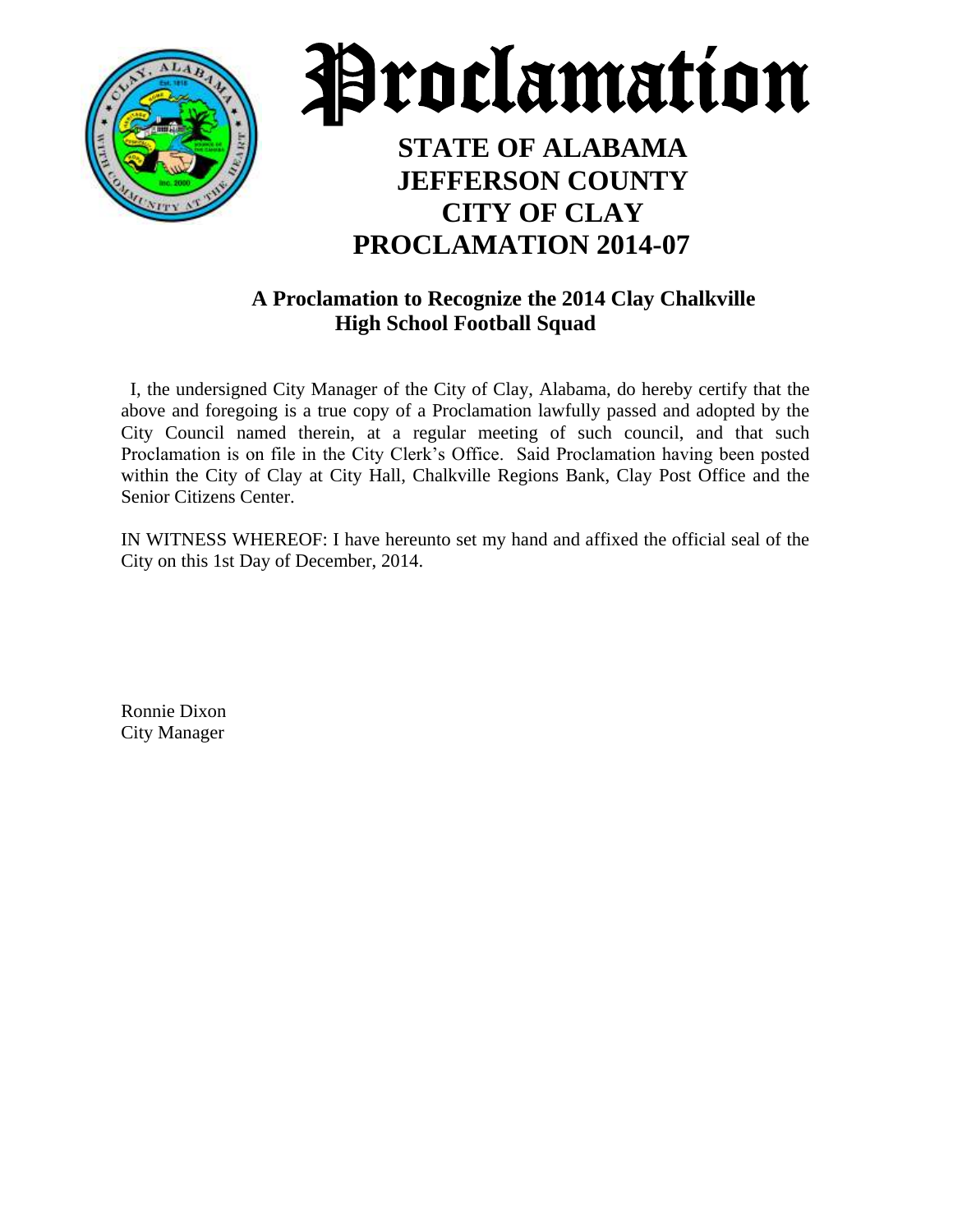# Proclamation

## STATE OF ALABAMA
## JEFFERSON COUNTY
## CITY OF CLAY
## PROCLAMATION 2014-07

### A Proclamation to Recognize the 2014 Clay Chalkville High School Football Squad

I, the undersigned City Manager of the City of Clay, Alabama, do hereby certify that the above and foregoing is a true copy of a Proclamation lawfully passed and adopted by the City Council named therein, at a regular meeting of such council, and that such Proclamation is on file in the City Clerk's Office. Said Proclamation having been posted within the City of Clay at City Hall, Chalkville Regions Bank, Clay Post Office and the Senior Citizens Center.

IN WITNESS WHEREOF: I have hereunto set my hand and affixed the official seal of the City on this 1st Day of December, 2014.

Ronnie Dixon
City Manager